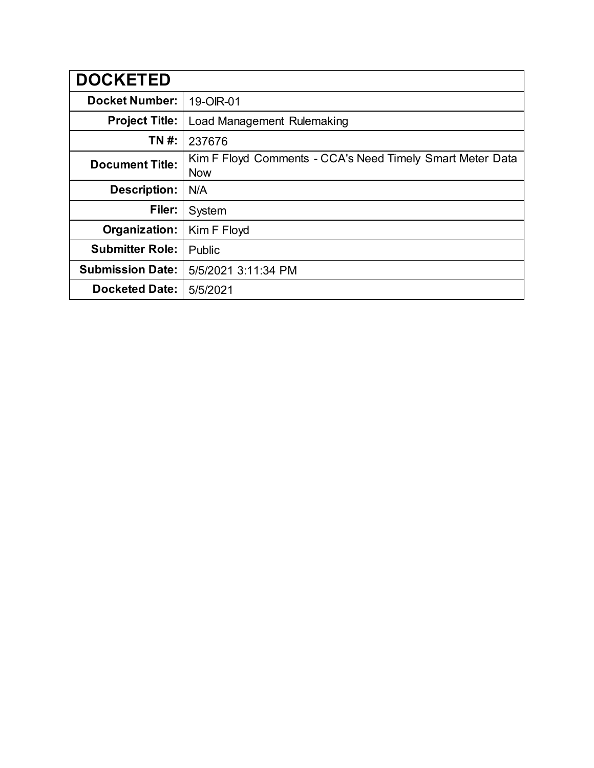| DOCKETED | |
|---|---|
| **Docket Number:** | 19-OIR-01 |
| **Project Title:** | Load Management Rulemaking |
| **TN #:** | 237676 |
| **Document Title:** | Kim F Floyd Comments - CCA's Need Timely Smart Meter Data Now |
| **Description:** | N/A |
| **Filer:** | System |
| **Organization:** | Kim F Floyd |
| **Submitter Role:** | Public |
| **Submission Date:** | 5/5/2021 3:11:34 PM |
| **Docketed Date:** | 5/5/2021 |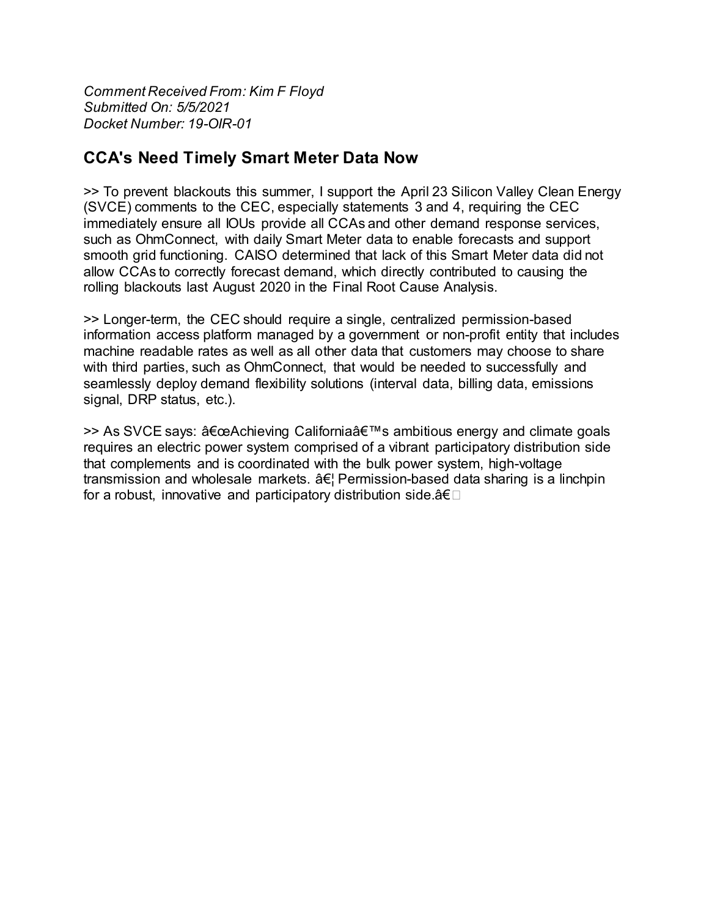*Comment Received From: Kim F Floyd*
*Submitted On: 5/5/2021*
*Docket Number: 19-OIR-01*

## CCA's Need Timely Smart Meter Data Now

>> To prevent blackouts this summer, I support the April 23 Silicon Valley Clean Energy (SVCE) comments to the CEC, especially statements 3 and 4, requiring the CEC immediately ensure all IOUs provide all CCAs and other demand response services, such as OhmConnect, with daily Smart Meter data to enable forecasts and support smooth grid functioning. CAISO determined that lack of this Smart Meter data did not allow CCAs to correctly forecast demand, which directly contributed to causing the rolling blackouts last August 2020 in the Final Root Cause Analysis.

>> Longer-term, the CEC should require a single, centralized permission-based information access platform managed by a government or non-profit entity that includes machine readable rates as well as all other data that customers may choose to share with third parties, such as OhmConnect, that would be needed to successfully and seamlessly deploy demand flexibility solutions (interval data, billing data, emissions signal, DRP status, etc.).

>> As SVCE says: â€œAchieving Californiaâ€™s ambitious energy and climate goals requires an electric power system comprised of a vibrant participatory distribution side that complements and is coordinated with the bulk power system, high-voltage transmission and wholesale markets. â€¦ Permission-based data sharing is a linchpin for a robust, innovative and participatory distribution side.â€